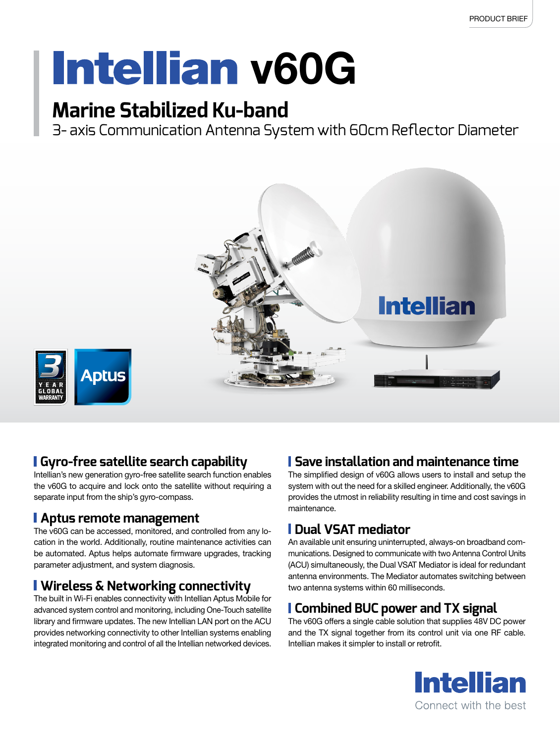PRODUCT BRIEF

# Intellian v60G

## Marine Stabilized Ku-band

3- axis Communication Antenna System with 60cm Reflector Diameter

3 YEAR GLOBAL WARRANTY

Aptus

### Gyro-free satellite search capability

Intellian's new generation gyro-free satellite search function enables the v60G to acquire and lock onto the satellite without requiring a separate input from the ship's gyro-compass.

### Aptus remote management

The v60G can be accessed, monitored, and controlled from any location in the world. Additionally, routine maintenance activities can be automated. Aptus helps automate firmware upgrades, tracking parameter adjustment, and system diagnosis.

### Wireless & Networking connectivity

The built in Wi-Fi enables connectivity with Intellian Aptus Mobile for advanced system control and monitoring, including One-Touch satellite library and firmware updates. The new Intellian LAN port on the ACU provides networking connectivity to other Intellian systems enabling integrated monitoring and control of all the Intellian networked devices.

### Save installation and maintenance time

The simplified design of v60G allows users to install and setup the system with out the need for a skilled engineer. Additionally, the v60G provides the utmost in reliability resulting in time and cost savings in maintenance.

### Dual VSAT mediator

An available unit ensuring uninterrupted, always-on broadband communications. Designed to communicate with two Antenna Control Units (ACU) simultaneously, the Dual VSAT Mediator is ideal for redundant antenna environments. The Mediator automates switching between two antenna systems within 60 milliseconds.

### Combined BUC power and TX signal

The v60G offers a single cable solution that supplies 48V DC power and the TX signal together from its control unit via one RF cable. Intellian makes it simpler to install or retrofit.

Intellian
Connect with the best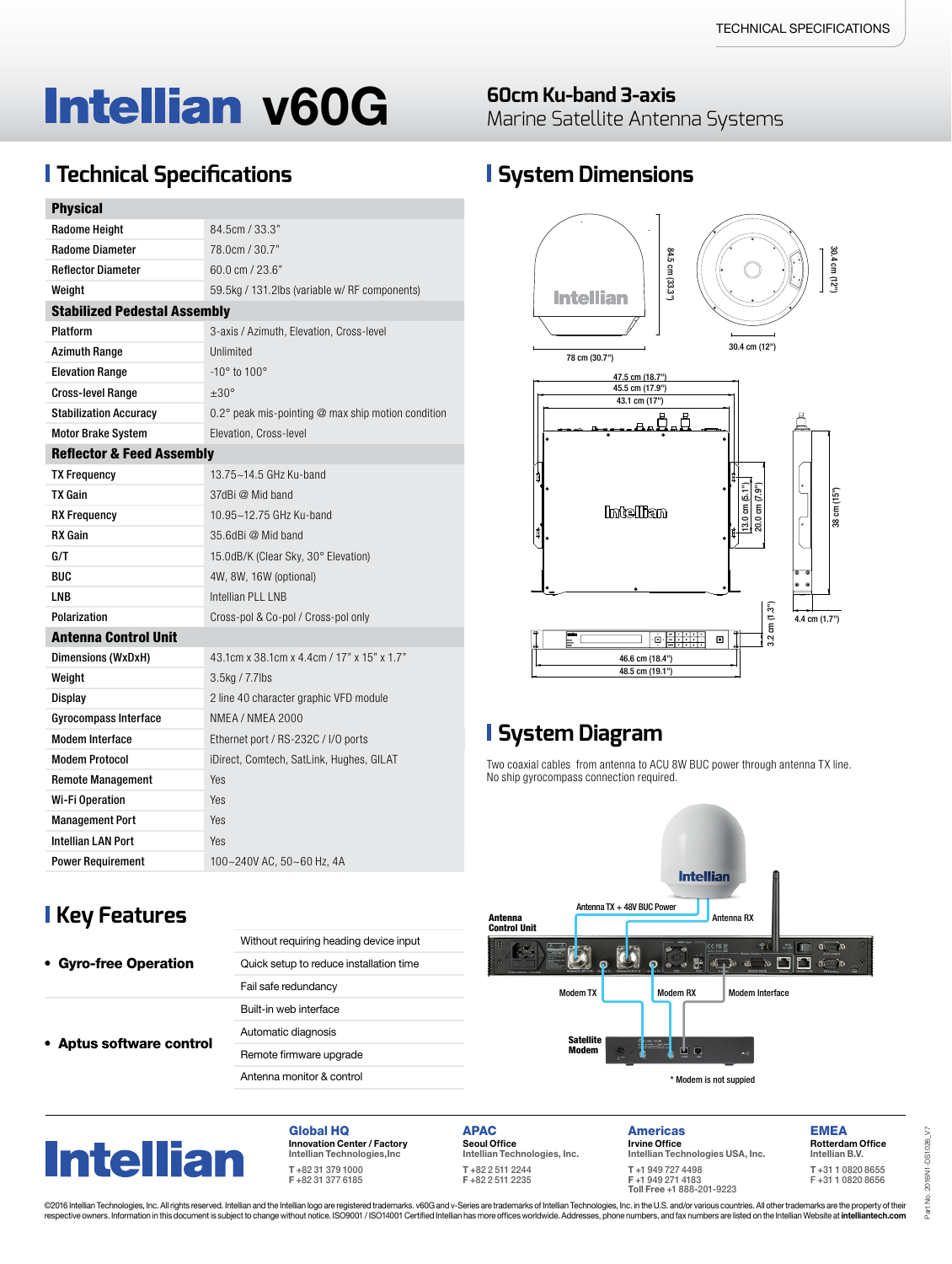# Intellian v60G

## 60cm Ku-band 3-axis
Marine Satellite Antenna Systems

## Technical Specifications

| | |
|---|---|
| **Physical** | |
| Radome Height | 84.5cm / 33.3" |
| Radome Diameter | 78.0cm / 30.7" |
| Reflector Diameter | 60.0 cm / 23.6" |
| Weight | 59.5kg / 131.2lbs (variable w/ RF components) |
| **Stabilized Pedestal Assembly** | |
| Platform | 3-axis / Azimuth, Elevation, Cross-level |
| Azimuth Range | Unlimited |
| Elevation Range | -10° to 100° |
| Cross-level Range | ±30° |
| Stabilization Accuracy | 0.2° peak mis-pointing @ max ship motion condition |
| Motor Brake System | Elevation, Cross-level |
| **Reflector & Feed Assembly** | |
| TX Frequency | 13.75~14.5 GHz Ku-band |
| TX Gain | 37dBi @ Mid band |
| RX Frequency | 10.95~12.75 GHz Ku-band |
| RX Gain | 35.6dBi @ Mid band |
| G/T | 15.0dB/K (Clear Sky, 30° Elevation) |
| BUC | 4W, 8W, 16W (optional) |
| LNB | Intellian PLL LNB |
| Polarization | Cross-pol & Co-pol / Cross-pol only |
| **Antenna Control Unit** | |
| Dimensions (WxDxH) | 43.1cm x 38.1cm x 4.4cm / 17" x 15" x 1.7" |
| Weight | 3.5kg / 7.7lbs |
| Display | 2 line 40 character graphic VFD module |
| Gyrocompass Interface | NMEA / NMEA 2000 |
| Modem Interface | Ethernet port / RS-232C / I/O ports |
| Modem Protocol | iDirect, Comtech, SatLink, Hughes, GILAT |
| Remote Management | Yes |
| Wi-Fi Operation | Yes |
| Management Port | Yes |
| Intellian LAN Port | Yes |
| Power Requirement | 100~240V AC, 50~60 Hz, 4A |

## Key Features

- **Gyro-free Operation**
  - Without requiring heading device input
  - Quick setup to reduce installation time
  - Fail safe redundancy
- **Aptus software control**
  - Built-in web interface
  - Automatic diagnosis
  - Remote firmware upgrade
  - Antenna monitor & control

## System Dimensions

84.5 cm (33.3")
78 cm (30.7")
30.4 cm (12")
47.5 cm (18.7")
45.5 cm (17.9")
43.1 cm (17")
13.0 cm (5.1")
20.0 cm (7.9")
38 cm (15")
3.2 cm (1.3")
4.4 cm (1.7")
46.6 cm (18.4")
48.5 cm (19.1")

## System Diagram

Two coaxial cables from antenna to ACU 8W BUC power through antenna TX line.
No ship gyrocompass connection required.

Antenna Control Unit
Antenna TX + 48V BUC Power
Antenna RX
Modem TX
Modem RX
Modem Interface
Satellite Modem
* Modem is not suppied

**Global HQ**
Innovation Center / Factory
Intellian Technologies,Inc
T +82 31 379 1000
F +82 31 377 6185

**APAC**
Seoul Office
Intellian Technologies, Inc.
T +82 2 511 2244
F +82 2 511 2235

**Americas**
Irvine Office
Intellian Technologies USA, Inc.
T +1 949 727 4498
F +1 949 271 4183
Toll Free +1 888-201-9223

**EMEA**
Rotterdam Office
Intellian B.V.
T +31 1 0820 8655
F +31 1 0820 8656

©2016 Intellian Technologies, Inc. All rights reserved. Intellian and the Intellian logo are registered trademarks. v60G and v-Series are trademarks of Intellian Technologies, Inc. in the U.S. and/or various countries. All other trademarks are the property of their respective owners. Information in this document is subject to change without notice. ISO9001 / ISO14001 Certified Intellian has more offices worldwide. Addresses, phone numbers, and fax numbers are listed on the Intellian Website at **intelliantech.com**

Part No. 2016N1-DS1026_V7